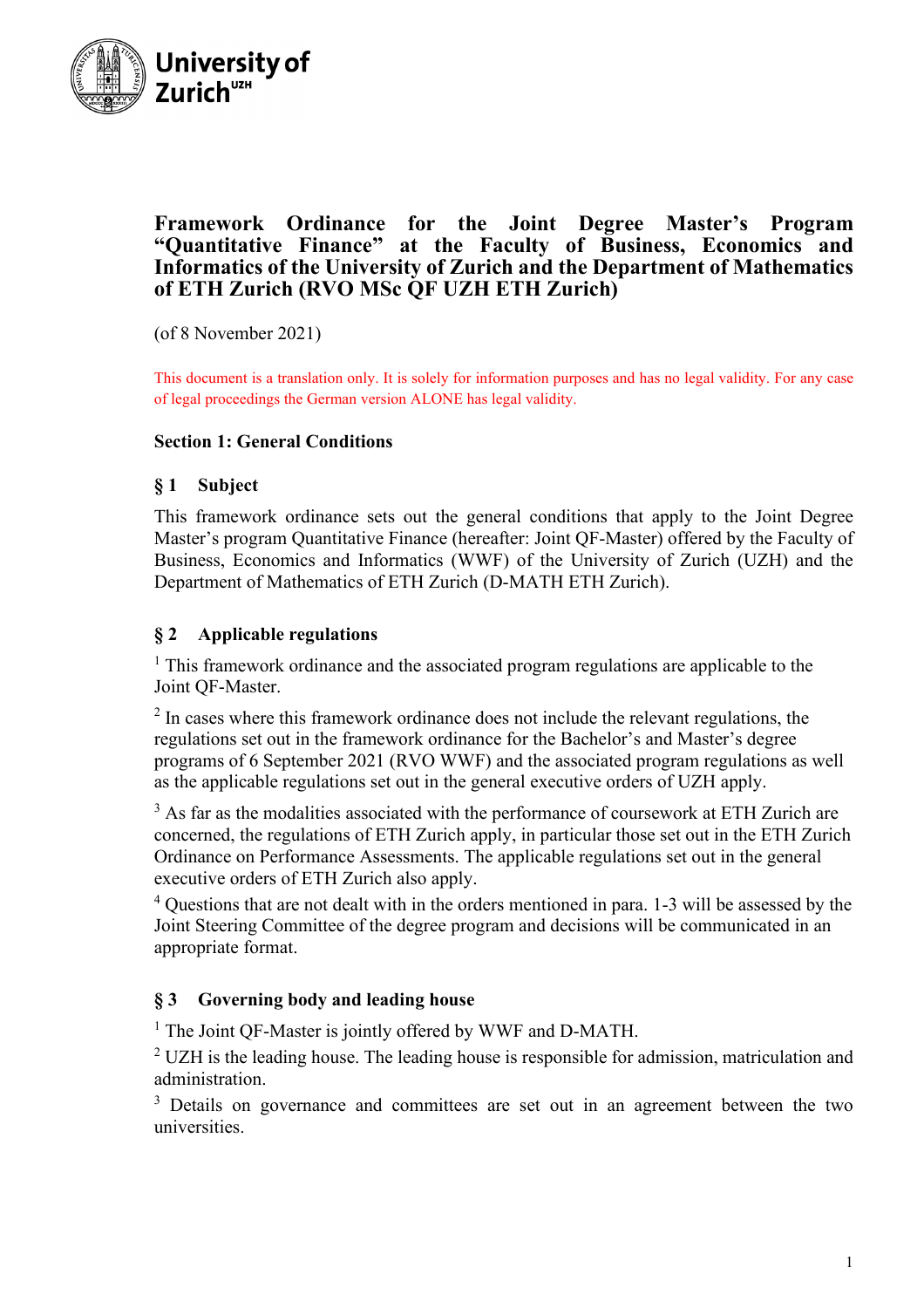University of Zurich[UZH]

# Framework Ordinance for the Joint Degree Master's Program "Quantitative Finance" at the Faculty of Business, Economics and Informatics of the University of Zurich and the Department of Mathematics of ETH Zurich (RVO MSc QF UZH ETH Zurich)

(of 8 November 2021)

This document is a translation only. It is solely for information purposes and has no legal validity. For any case of legal proceedings the German version ALONE has legal validity.

## Section 1: General Conditions

### § 1 Subject

This framework ordinance sets out the general conditions that apply to the Joint Degree Master's program Quantitative Finance (hereafter: Joint QF-Master) offered by the Faculty of Business, Economics and Informatics (WWF) of the University of Zurich (UZH) and the Department of Mathematics of ETH Zurich (D-MATH ETH Zurich).

### § 2 Applicable regulations

[1] This framework ordinance and the associated program regulations are applicable to the Joint QF-Master.

[2] In cases where this framework ordinance does not include the relevant regulations, the regulations set out in the framework ordinance for the Bachelor's and Master's degree programs of 6 September 2021 (RVO WWF) and the associated program regulations as well as the applicable regulations set out in the general executive orders of UZH apply.

[3] As far as the modalities associated with the performance of coursework at ETH Zurich are concerned, the regulations of ETH Zurich apply, in particular those set out in the ETH Zurich Ordinance on Performance Assessments. The applicable regulations set out in the general executive orders of ETH Zurich also apply.

[4] Questions that are not dealt with in the orders mentioned in para. 1-3 will be assessed by the Joint Steering Committee of the degree program and decisions will be communicated in an appropriate format.

### § 3 Governing body and leading house

[1] The Joint QF-Master is jointly offered by WWF and D-MATH.

[2] UZH is the leading house. The leading house is responsible for admission, matriculation and administration.

[3] Details on governance and committees are set out in an agreement between the two universities.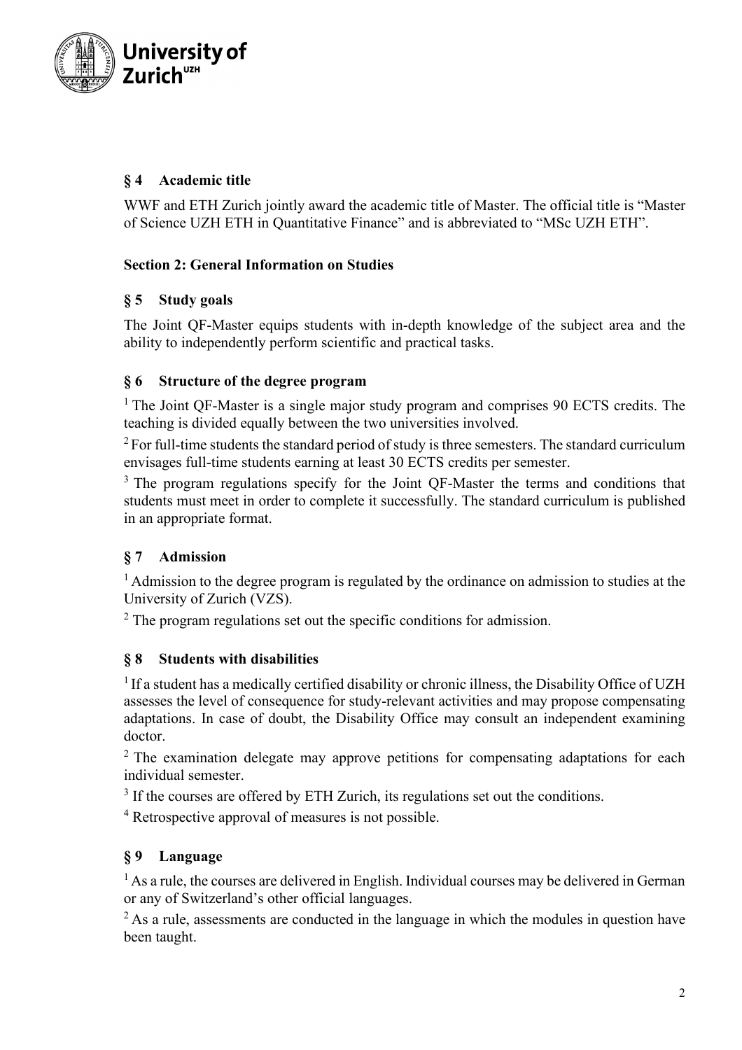## § 4 Academic title

WWF and ETH Zurich jointly award the academic title of Master. The official title is "Master of Science UZH ETH in Quantitative Finance" and is abbreviated to "MSc UZH ETH".

## Section 2: General Information on Studies

## § 5 Study goals

The Joint QF-Master equips students with in-depth knowledge of the subject area and the ability to independently perform scientific and practical tasks.

## § 6 Structure of the degree program

[1] The Joint QF-Master is a single major study program and comprises 90 ECTS credits. The teaching is divided equally between the two universities involved.

[2] For full-time students the standard period of study is three semesters. The standard curriculum envisages full-time students earning at least 30 ECTS credits per semester.

[3] The program regulations specify for the Joint QF-Master the terms and conditions that students must meet in order to complete it successfully. The standard curriculum is published in an appropriate format.

## § 7 Admission

[1] Admission to the degree program is regulated by the ordinance on admission to studies at the University of Zurich (VZS).

[2] The program regulations set out the specific conditions for admission.

## § 8 Students with disabilities

[1] If a student has a medically certified disability or chronic illness, the Disability Office of UZH assesses the level of consequence for study-relevant activities and may propose compensating adaptations. In case of doubt, the Disability Office may consult an independent examining doctor.

[2] The examination delegate may approve petitions for compensating adaptations for each individual semester.

[3] If the courses are offered by ETH Zurich, its regulations set out the conditions.

[4] Retrospective approval of measures is not possible.

## § 9 Language

[1] As a rule, the courses are delivered in English. Individual courses may be delivered in German or any of Switzerland's other official languages.

[2] As a rule, assessments are conducted in the language in which the modules in question have been taught.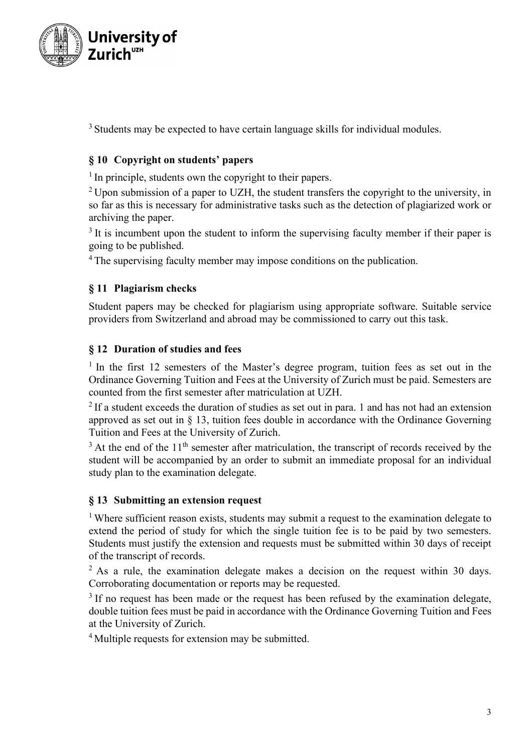[3] Students may be expected to have certain language skills for individual modules.

### § 10 Copyright on students' papers

[1] In principle, students own the copyright to their papers.

[2] Upon submission of a paper to UZH, the student transfers the copyright to the university, in so far as this is necessary for administrative tasks such as the detection of plagiarized work or archiving the paper.

[3] It is incumbent upon the student to inform the supervising faculty member if their paper is going to be published.

[4] The supervising faculty member may impose conditions on the publication.

### § 11 Plagiarism checks

Student papers may be checked for plagiarism using appropriate software. Suitable service providers from Switzerland and abroad may be commissioned to carry out this task.

### § 12 Duration of studies and fees

[1] In the first 12 semesters of the Master's degree program, tuition fees as set out in the Ordinance Governing Tuition and Fees at the University of Zurich must be paid. Semesters are counted from the first semester after matriculation at UZH.

[2] If a student exceeds the duration of studies as set out in para. 1 and has not had an extension approved as set out in § 13, tuition fees double in accordance with the Ordinance Governing Tuition and Fees at the University of Zurich.

[3] At the end of the 11th semester after matriculation, the transcript of records received by the student will be accompanied by an order to submit an immediate proposal for an individual study plan to the examination delegate.

### § 13 Submitting an extension request

[1] Where sufficient reason exists, students may submit a request to the examination delegate to extend the period of study for which the single tuition fee is to be paid by two semesters. Students must justify the extension and requests must be submitted within 30 days of receipt of the transcript of records.

[2] As a rule, the examination delegate makes a decision on the request within 30 days. Corroborating documentation or reports may be requested.

[3] If no request has been made or the request has been refused by the examination delegate, double tuition fees must be paid in accordance with the Ordinance Governing Tuition and Fees at the University of Zurich.

[4] Multiple requests for extension may be submitted.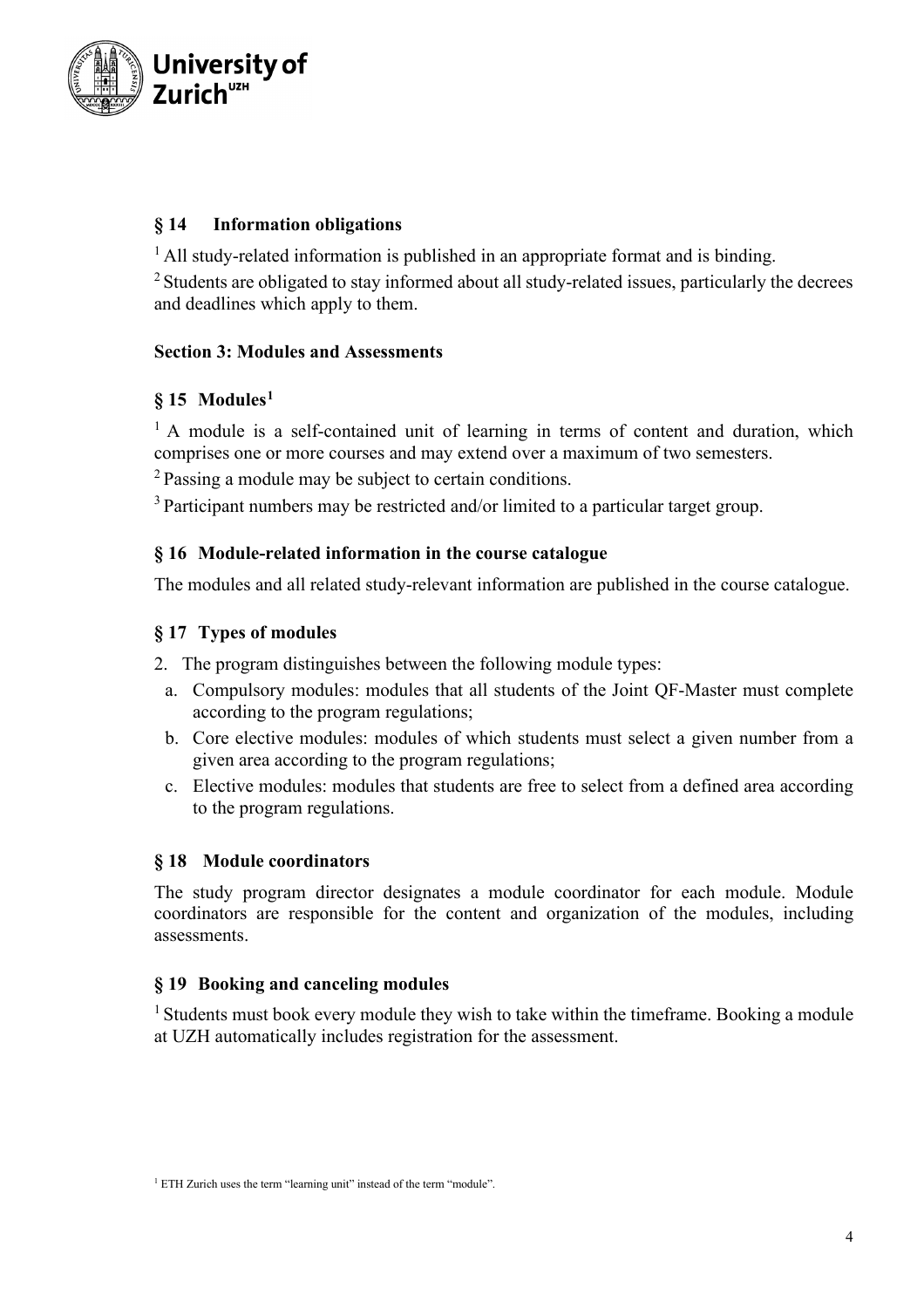### § 14 Information obligations

[1] All study-related information is published in an appropriate format and is binding.

[2] Students are obligated to stay informed about all study-related issues, particularly the decrees and deadlines which apply to them.

## Section 3: Modules and Assessments

### § 15 Modules[1]

[1] A module is a self-contained unit of learning in terms of content and duration, which comprises one or more courses and may extend over a maximum of two semesters.

[2] Passing a module may be subject to certain conditions.

[3] Participant numbers may be restricted and/or limited to a particular target group.

### § 16 Module-related information in the course catalogue

The modules and all related study-relevant information are published in the course catalogue.

### § 17 Types of modules

2. The program distinguishes between the following module types:
   a. Compulsory modules: modules that all students of the Joint QF-Master must complete according to the program regulations;
   b. Core elective modules: modules of which students must select a given number from a given area according to the program regulations;
   c. Elective modules: modules that students are free to select from a defined area according to the program regulations.

### § 18 Module coordinators

The study program director designates a module coordinator for each module. Module coordinators are responsible for the content and organization of the modules, including assessments.

### § 19 Booking and canceling modules

[1] Students must book every module they wish to take within the timeframe. Booking a module at UZH automatically includes registration for the assessment.

[1] ETH Zurich uses the term "learning unit" instead of the term "module".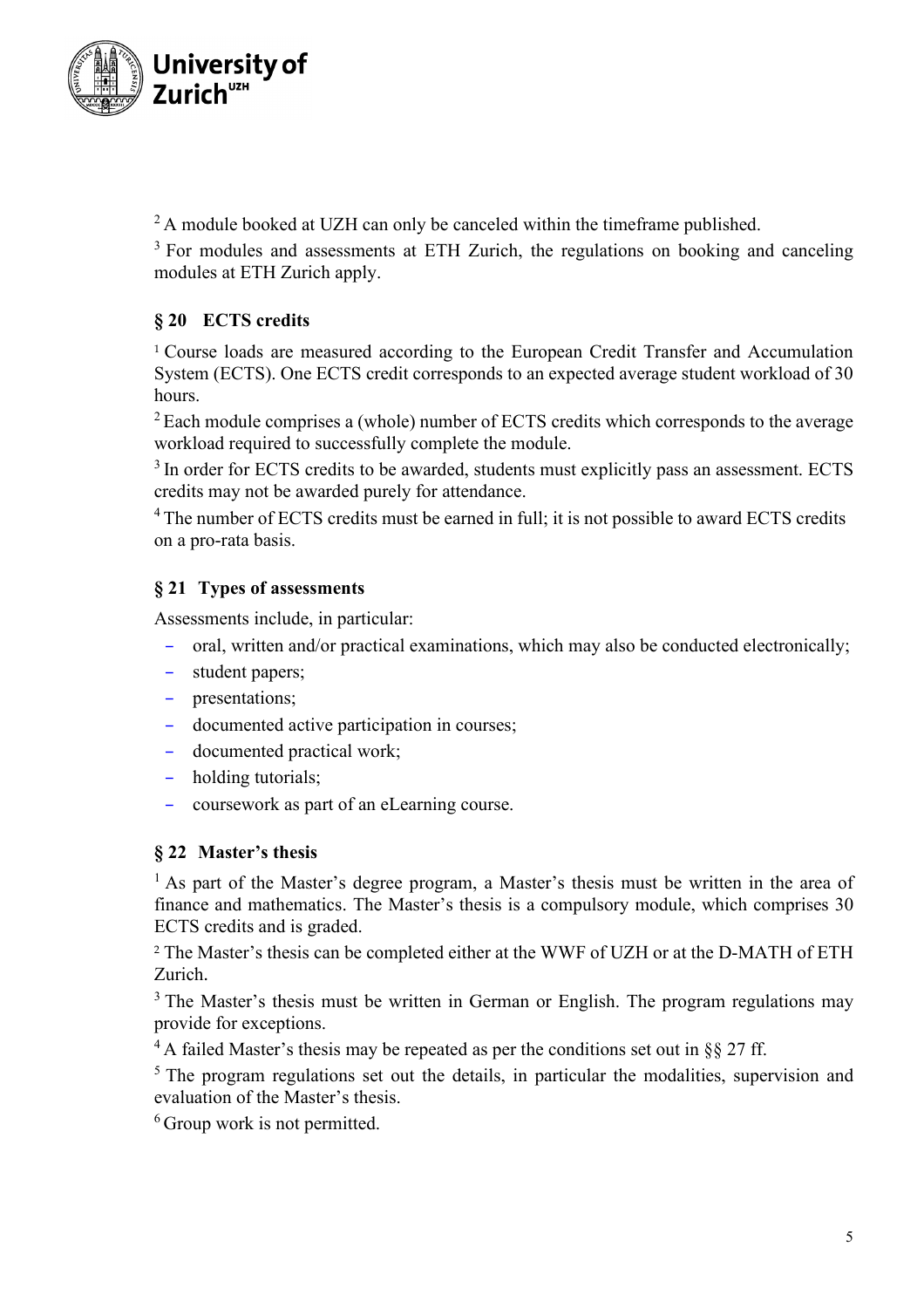[2] A module booked at UZH can only be canceled within the timeframe published.

[3] For modules and assessments at ETH Zurich, the regulations on booking and canceling modules at ETH Zurich apply.

### § 20 ECTS credits

[1] Course loads are measured according to the European Credit Transfer and Accumulation System (ECTS). One ECTS credit corresponds to an expected average student workload of 30 hours.

[2] Each module comprises a (whole) number of ECTS credits which corresponds to the average workload required to successfully complete the module.

[3] In order for ECTS credits to be awarded, students must explicitly pass an assessment. ECTS credits may not be awarded purely for attendance.

[4] The number of ECTS credits must be earned in full; it is not possible to award ECTS credits on a pro-rata basis.

### § 21 Types of assessments

Assessments include, in particular:

- oral, written and/or practical examinations, which may also be conducted electronically;
- student papers;
- presentations;
- documented active participation in courses;
- documented practical work;
- holding tutorials;
- coursework as part of an eLearning course.

### § 22 Master's thesis

[1] As part of the Master's degree program, a Master's thesis must be written in the area of finance and mathematics. The Master's thesis is a compulsory module, which comprises 30 ECTS credits and is graded.

[2] The Master's thesis can be completed either at the WWF of UZH or at the D-MATH of ETH Zurich.

[3] The Master's thesis must be written in German or English. The program regulations may provide for exceptions.

[4] A failed Master's thesis may be repeated as per the conditions set out in §§ 27 ff.

[5] The program regulations set out the details, in particular the modalities, supervision and evaluation of the Master's thesis.

[6] Group work is not permitted.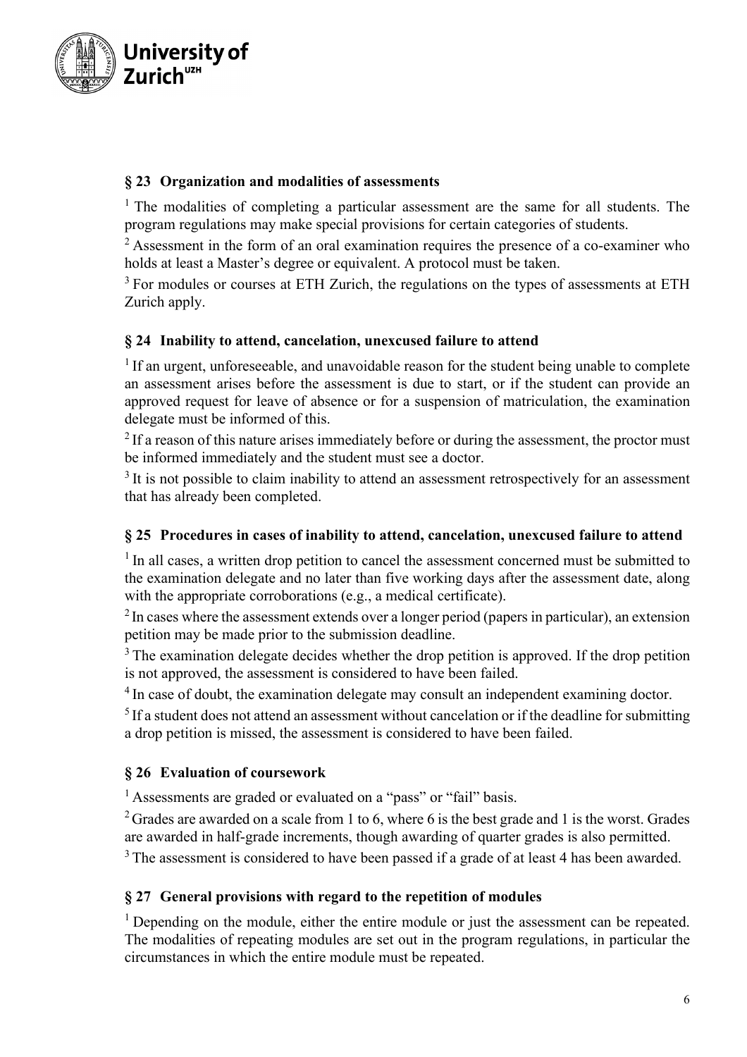## § 23 Organization and modalities of assessments

[1] The modalities of completing a particular assessment are the same for all students. The program regulations may make special provisions for certain categories of students.

[2] Assessment in the form of an oral examination requires the presence of a co-examiner who holds at least a Master's degree or equivalent. A protocol must be taken.

[3] For modules or courses at ETH Zurich, the regulations on the types of assessments at ETH Zurich apply.

## § 24 Inability to attend, cancelation, unexcused failure to attend

[1] If an urgent, unforeseeable, and unavoidable reason for the student being unable to complete an assessment arises before the assessment is due to start, or if the student can provide an approved request for leave of absence or for a suspension of matriculation, the examination delegate must be informed of this.

[2] If a reason of this nature arises immediately before or during the assessment, the proctor must be informed immediately and the student must see a doctor.

[3] It is not possible to claim inability to attend an assessment retrospectively for an assessment that has already been completed.

## § 25 Procedures in cases of inability to attend, cancelation, unexcused failure to attend

[1] In all cases, a written drop petition to cancel the assessment concerned must be submitted to the examination delegate and no later than five working days after the assessment date, along with the appropriate corroborations (e.g., a medical certificate).

[2] In cases where the assessment extends over a longer period (papers in particular), an extension petition may be made prior to the submission deadline.

[3] The examination delegate decides whether the drop petition is approved. If the drop petition is not approved, the assessment is considered to have been failed.

[4] In case of doubt, the examination delegate may consult an independent examining doctor.

[5] If a student does not attend an assessment without cancelation or if the deadline for submitting a drop petition is missed, the assessment is considered to have been failed.

## § 26 Evaluation of coursework

[1] Assessments are graded or evaluated on a "pass" or "fail" basis.

[2] Grades are awarded on a scale from 1 to 6, where 6 is the best grade and 1 is the worst. Grades are awarded in half-grade increments, though awarding of quarter grades is also permitted.

[3] The assessment is considered to have been passed if a grade of at least 4 has been awarded.

## § 27 General provisions with regard to the repetition of modules

[1] Depending on the module, either the entire module or just the assessment can be repeated. The modalities of repeating modules are set out in the program regulations, in particular the circumstances in which the entire module must be repeated.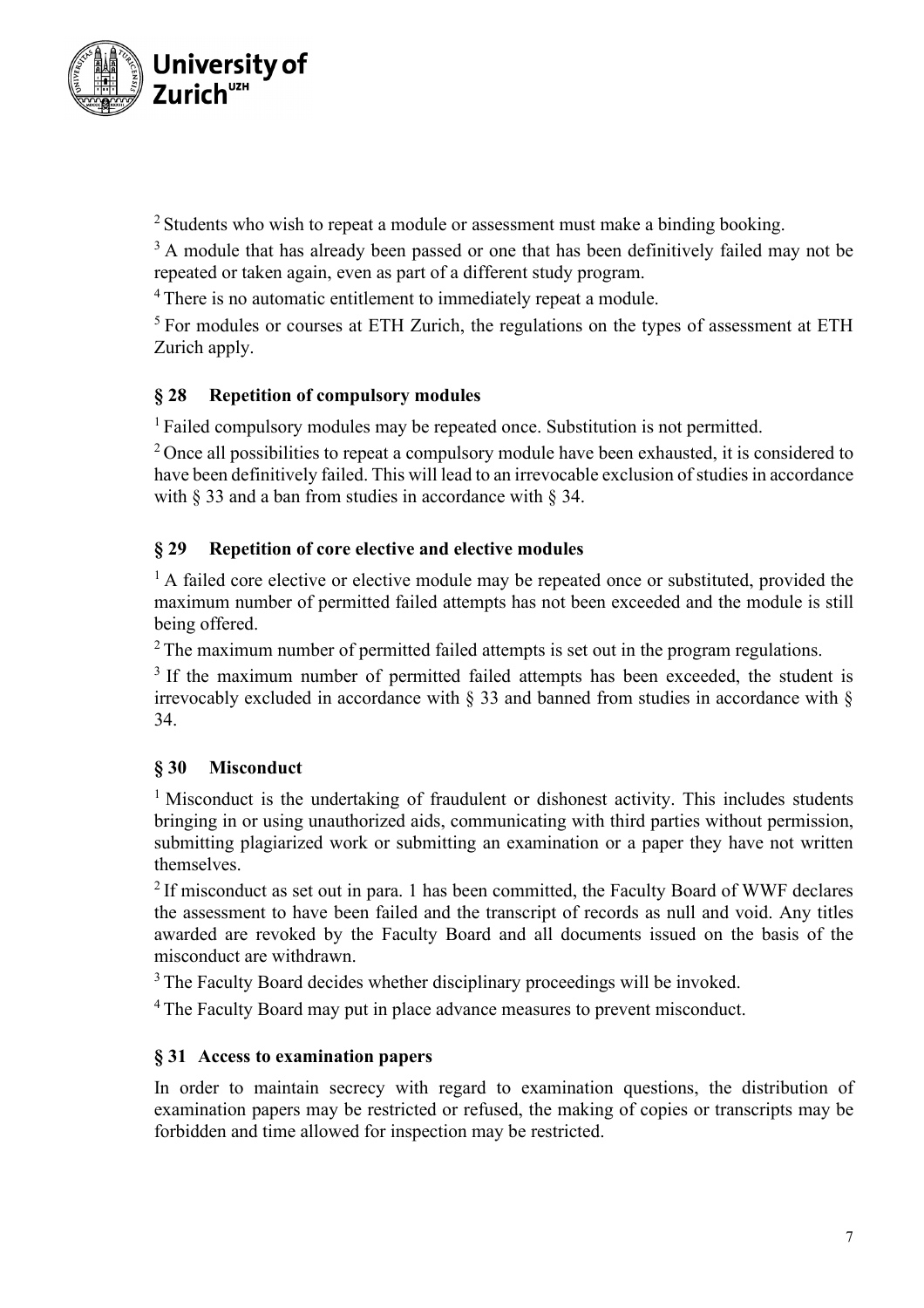[2] Students who wish to repeat a module or assessment must make a binding booking.

[3] A module that has already been passed or one that has been definitively failed may not be repeated or taken again, even as part of a different study program.

[4] There is no automatic entitlement to immediately repeat a module.

[5] For modules or courses at ETH Zurich, the regulations on the types of assessment at ETH Zurich apply.

### § 28 Repetition of compulsory modules

[1] Failed compulsory modules may be repeated once. Substitution is not permitted.

[2] Once all possibilities to repeat a compulsory module have been exhausted, it is considered to have been definitively failed. This will lead to an irrevocable exclusion of studies in accordance with § 33 and a ban from studies in accordance with § 34.

### § 29 Repetition of core elective and elective modules

[1] A failed core elective or elective module may be repeated once or substituted, provided the maximum number of permitted failed attempts has not been exceeded and the module is still being offered.

[2] The maximum number of permitted failed attempts is set out in the program regulations.

[3] If the maximum number of permitted failed attempts has been exceeded, the student is irrevocably excluded in accordance with § 33 and banned from studies in accordance with § 34.

### § 30 Misconduct

[1] Misconduct is the undertaking of fraudulent or dishonest activity. This includes students bringing in or using unauthorized aids, communicating with third parties without permission, submitting plagiarized work or submitting an examination or a paper they have not written themselves.

[2] If misconduct as set out in para. 1 has been committed, the Faculty Board of WWF declares the assessment to have been failed and the transcript of records as null and void. Any titles awarded are revoked by the Faculty Board and all documents issued on the basis of the misconduct are withdrawn.

[3] The Faculty Board decides whether disciplinary proceedings will be invoked.

[4] The Faculty Board may put in place advance measures to prevent misconduct.

### § 31 Access to examination papers

In order to maintain secrecy with regard to examination questions, the distribution of examination papers may be restricted or refused, the making of copies or transcripts may be forbidden and time allowed for inspection may be restricted.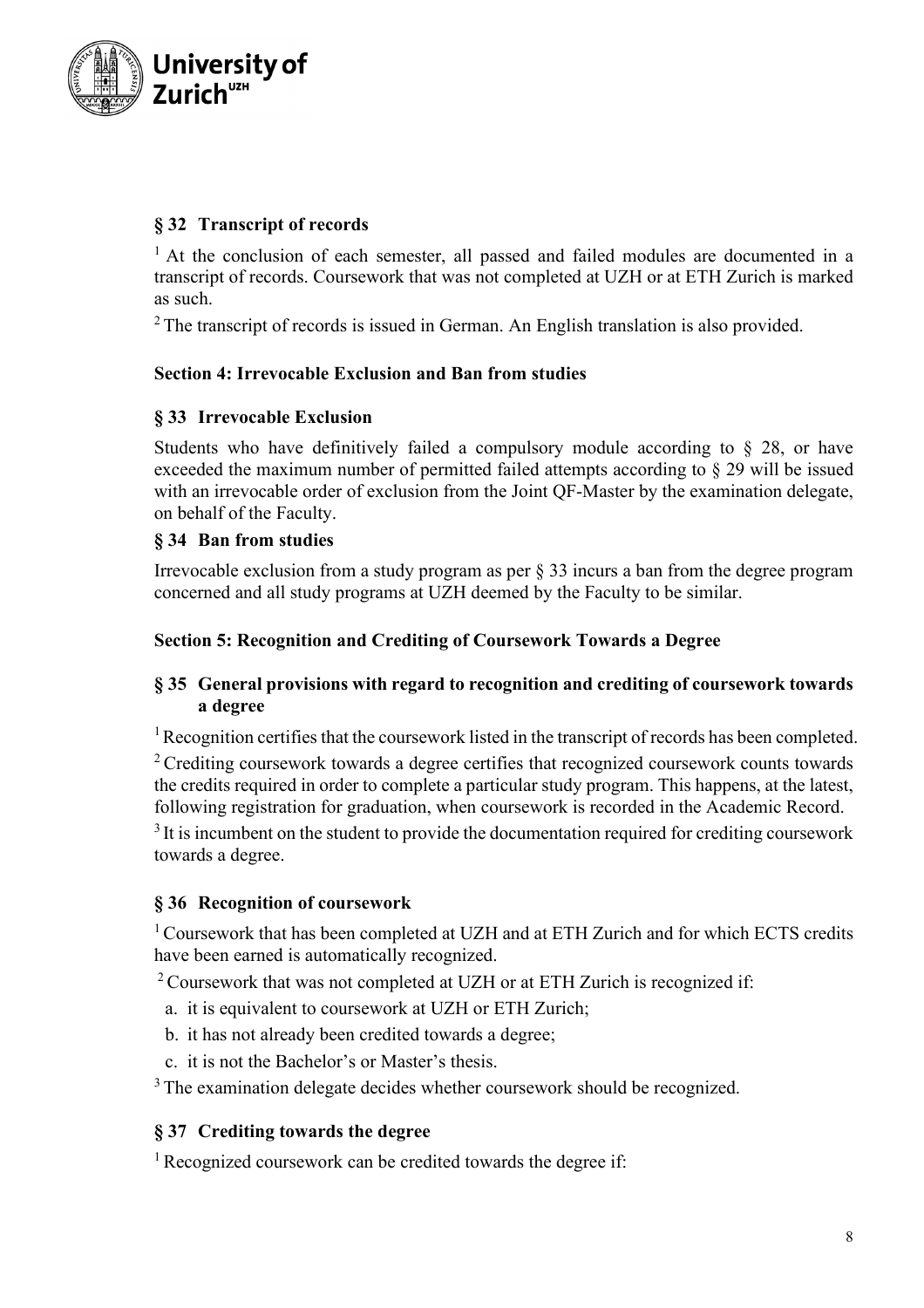### § 32 Transcript of records

[1] At the conclusion of each semester, all passed and failed modules are documented in a transcript of records. Coursework that was not completed at UZH or at ETH Zurich is marked as such.

[2] The transcript of records is issued in German. An English translation is also provided.

## Section 4: Irrevocable Exclusion and Ban from studies

### § 33 Irrevocable Exclusion

Students who have definitively failed a compulsory module according to § 28, or have exceeded the maximum number of permitted failed attempts according to § 29 will be issued with an irrevocable order of exclusion from the Joint QF-Master by the examination delegate, on behalf of the Faculty.

### § 34 Ban from studies

Irrevocable exclusion from a study program as per § 33 incurs a ban from the degree program concerned and all study programs at UZH deemed by the Faculty to be similar.

## Section 5: Recognition and Crediting of Coursework Towards a Degree

### § 35 General provisions with regard to recognition and crediting of coursework towards a degree

[1] Recognition certifies that the coursework listed in the transcript of records has been completed.

[2] Crediting coursework towards a degree certifies that recognized coursework counts towards the credits required in order to complete a particular study program. This happens, at the latest, following registration for graduation, when coursework is recorded in the Academic Record.

[3] It is incumbent on the student to provide the documentation required for crediting coursework towards a degree.

### § 36 Recognition of coursework

[1] Coursework that has been completed at UZH and at ETH Zurich and for which ECTS credits have been earned is automatically recognized.

[2] Coursework that was not completed at UZH or at ETH Zurich is recognized if:

a. it is equivalent to coursework at UZH or ETH Zurich;

b. it has not already been credited towards a degree;

c. it is not the Bachelor's or Master's thesis.

[3] The examination delegate decides whether coursework should be recognized.

### § 37 Crediting towards the degree

[1] Recognized coursework can be credited towards the degree if: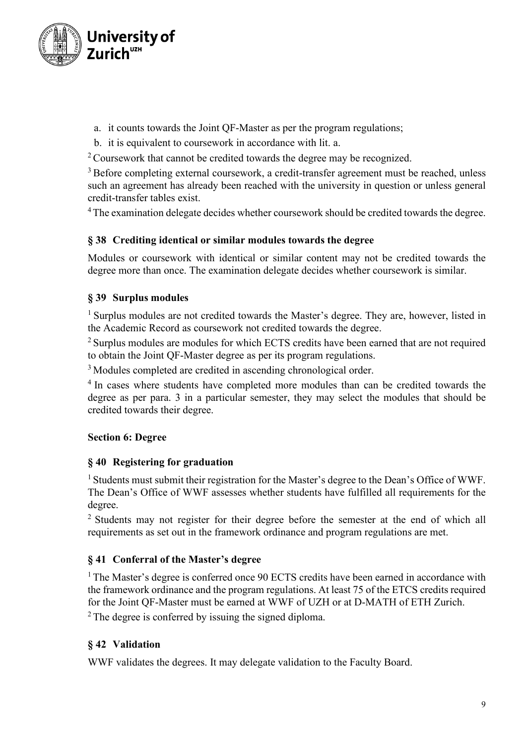a. it counts towards the Joint QF-Master as per the program regulations;
b. it is equivalent to coursework in accordance with lit. a.

[2] Coursework that cannot be credited towards the degree may be recognized.

[3] Before completing external coursework, a credit-transfer agreement must be reached, unless such an agreement has already been reached with the university in question or unless general credit-transfer tables exist.

[4] The examination delegate decides whether coursework should be credited towards the degree.

### § 38 Crediting identical or similar modules towards the degree

Modules or coursework with identical or similar content may not be credited towards the degree more than once. The examination delegate decides whether coursework is similar.

### § 39 Surplus modules

[1] Surplus modules are not credited towards the Master's degree. They are, however, listed in the Academic Record as coursework not credited towards the degree.

[2] Surplus modules are modules for which ECTS credits have been earned that are not required to obtain the Joint QF-Master degree as per its program regulations.

[3] Modules completed are credited in ascending chronological order.

[4] In cases where students have completed more modules than can be credited towards the degree as per para. 3 in a particular semester, they may select the modules that should be credited towards their degree.

## Section 6: Degree

### § 40 Registering for graduation

[1] Students must submit their registration for the Master's degree to the Dean's Office of WWF. The Dean's Office of WWF assesses whether students have fulfilled all requirements for the degree.

[2] Students may not register for their degree before the semester at the end of which all requirements as set out in the framework ordinance and program regulations are met.

### § 41 Conferral of the Master's degree

[1] The Master's degree is conferred once 90 ECTS credits have been earned in accordance with the framework ordinance and the program regulations. At least 75 of the ETCS credits required for the Joint QF-Master must be earned at WWF of UZH or at D-MATH of ETH Zurich.

[2] The degree is conferred by issuing the signed diploma.

### § 42 Validation

WWF validates the degrees. It may delegate validation to the Faculty Board.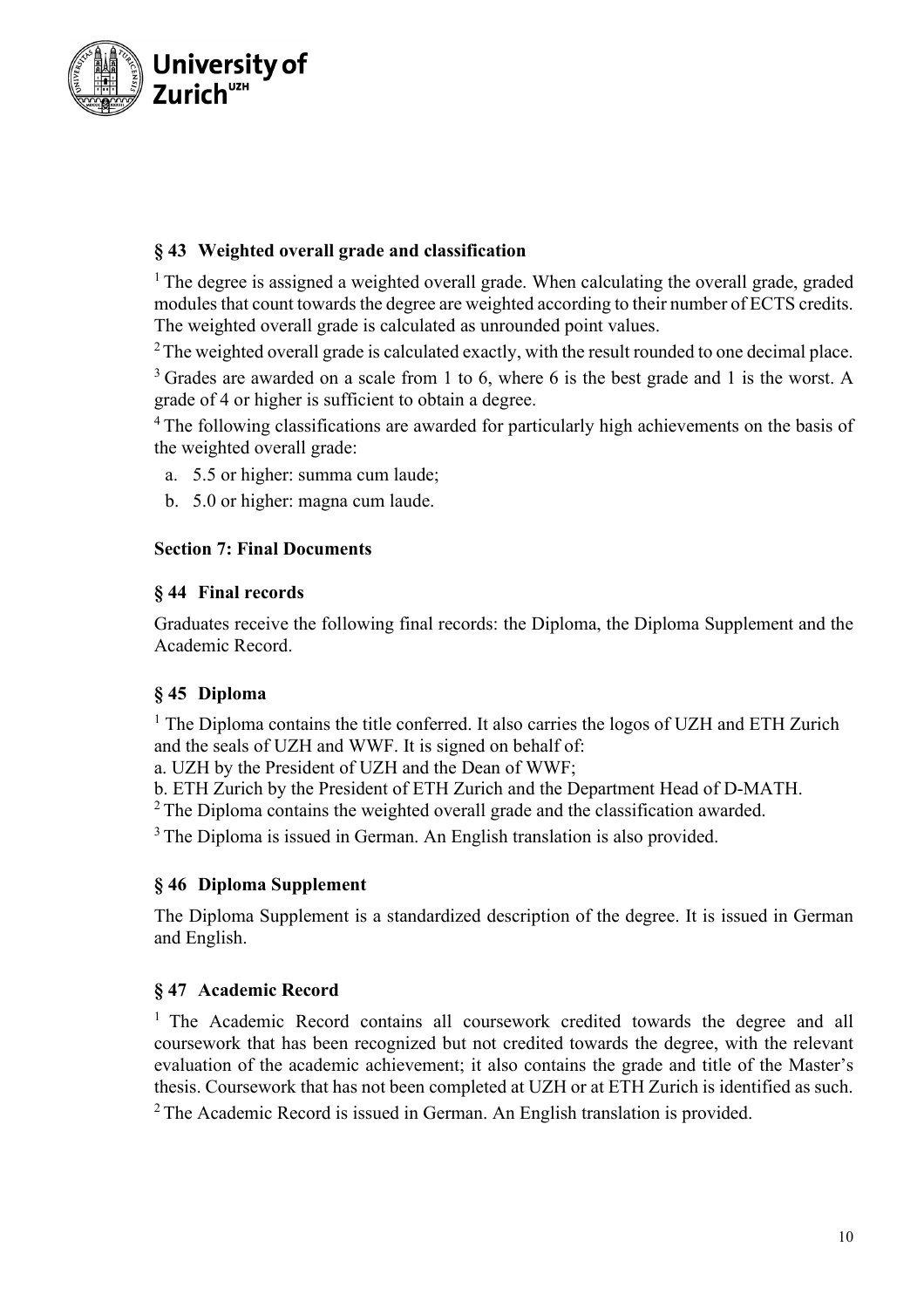### § 43 Weighted overall grade and classification

[1] The degree is assigned a weighted overall grade. When calculating the overall grade, graded modules that count towards the degree are weighted according to their number of ECTS credits. The weighted overall grade is calculated as unrounded point values.

[2] The weighted overall grade is calculated exactly, with the result rounded to one decimal place.

[3] Grades are awarded on a scale from 1 to 6, where 6 is the best grade and 1 is the worst. A grade of 4 or higher is sufficient to obtain a degree.

[4] The following classifications are awarded for particularly high achievements on the basis of the weighted overall grade:

a. 5.5 or higher: summa cum laude;
b. 5.0 or higher: magna cum laude.

#### Section 7: Final Documents

### § 44 Final records

Graduates receive the following final records: the Diploma, the Diploma Supplement and the Academic Record.

### § 45 Diploma

[1] The Diploma contains the title conferred. It also carries the logos of UZH and ETH Zurich and the seals of UZH and WWF. It is signed on behalf of:

a. UZH by the President of UZH and the Dean of WWF;
b. ETH Zurich by the President of ETH Zurich and the Department Head of D-MATH.

[2] The Diploma contains the weighted overall grade and the classification awarded.

[3] The Diploma is issued in German. An English translation is also provided.

### § 46 Diploma Supplement

The Diploma Supplement is a standardized description of the degree. It is issued in German and English.

### § 47 Academic Record

[1] The Academic Record contains all coursework credited towards the degree and all coursework that has been recognized but not credited towards the degree, with the relevant evaluation of the academic achievement; it also contains the grade and title of the Master's thesis. Coursework that has not been completed at UZH or at ETH Zurich is identified as such.

[2] The Academic Record is issued in German. An English translation is provided.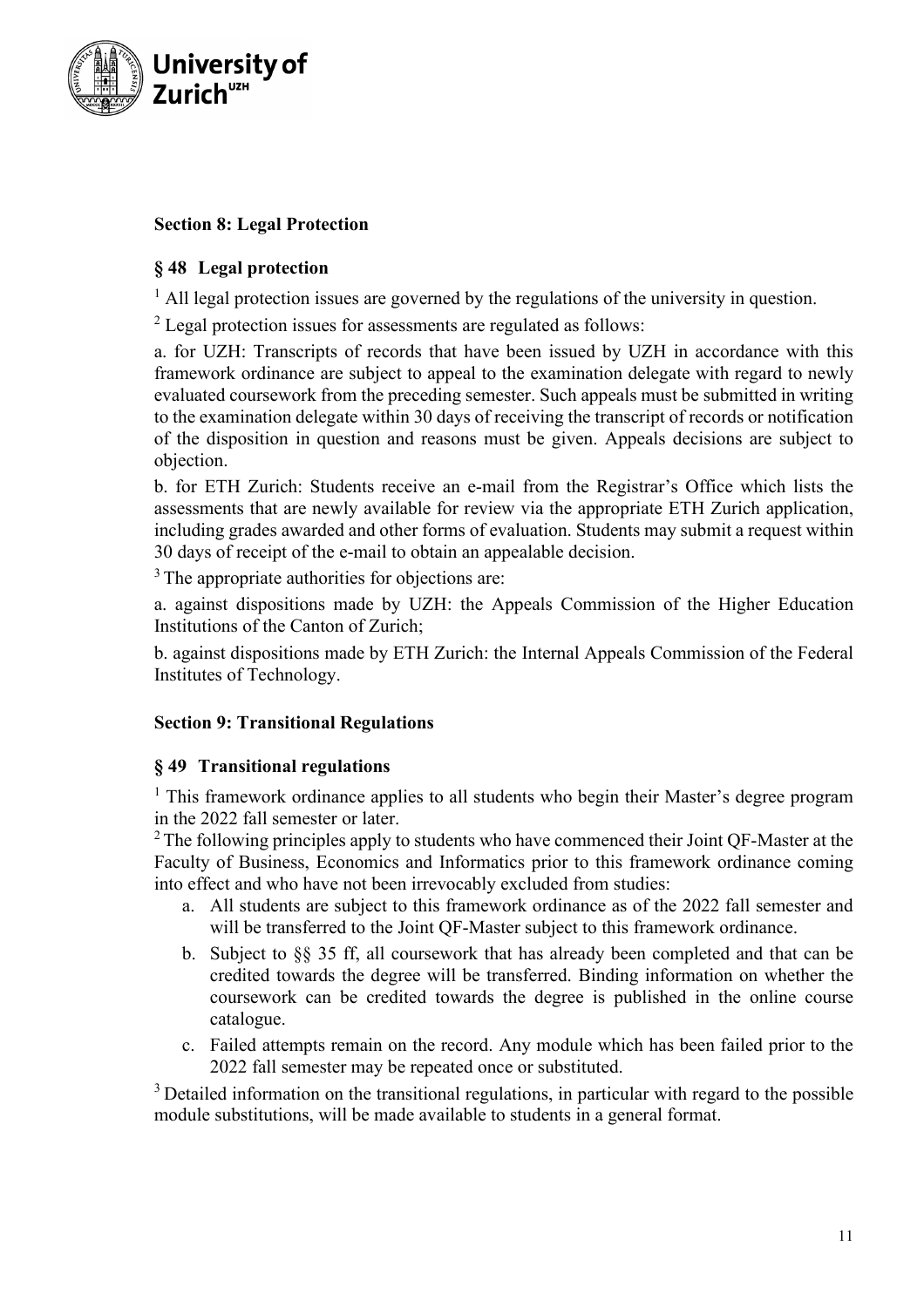## Section 8: Legal Protection

### § 48 Legal protection

[1] All legal protection issues are governed by the regulations of the university in question.

[2] Legal protection issues for assessments are regulated as follows:

a. for UZH: Transcripts of records that have been issued by UZH in accordance with this framework ordinance are subject to appeal to the examination delegate with regard to newly evaluated coursework from the preceding semester. Such appeals must be submitted in writing to the examination delegate within 30 days of receiving the transcript of records or notification of the disposition in question and reasons must be given. Appeals decisions are subject to objection.

b. for ETH Zurich: Students receive an e-mail from the Registrar's Office which lists the assessments that are newly available for review via the appropriate ETH Zurich application, including grades awarded and other forms of evaluation. Students may submit a request within 30 days of receipt of the e-mail to obtain an appealable decision.

[3] The appropriate authorities for objections are:

a. against dispositions made by UZH: the Appeals Commission of the Higher Education Institutions of the Canton of Zurich;

b. against dispositions made by ETH Zurich: the Internal Appeals Commission of the Federal Institutes of Technology.

## Section 9: Transitional Regulations

### § 49 Transitional regulations

[1] This framework ordinance applies to all students who begin their Master's degree program in the 2022 fall semester or later.

[2] The following principles apply to students who have commenced their Joint QF-Master at the Faculty of Business, Economics and Informatics prior to this framework ordinance coming into effect and who have not been irrevocably excluded from studies:

a. All students are subject to this framework ordinance as of the 2022 fall semester and will be transferred to the Joint QF-Master subject to this framework ordinance.
b. Subject to §§ 35 ff, all coursework that has already been completed and that can be credited towards the degree will be transferred. Binding information on whether the coursework can be credited towards the degree is published in the online course catalogue.
c. Failed attempts remain on the record. Any module which has been failed prior to the 2022 fall semester may be repeated once or substituted.

[3] Detailed information on the transitional regulations, in particular with regard to the possible module substitutions, will be made available to students in a general format.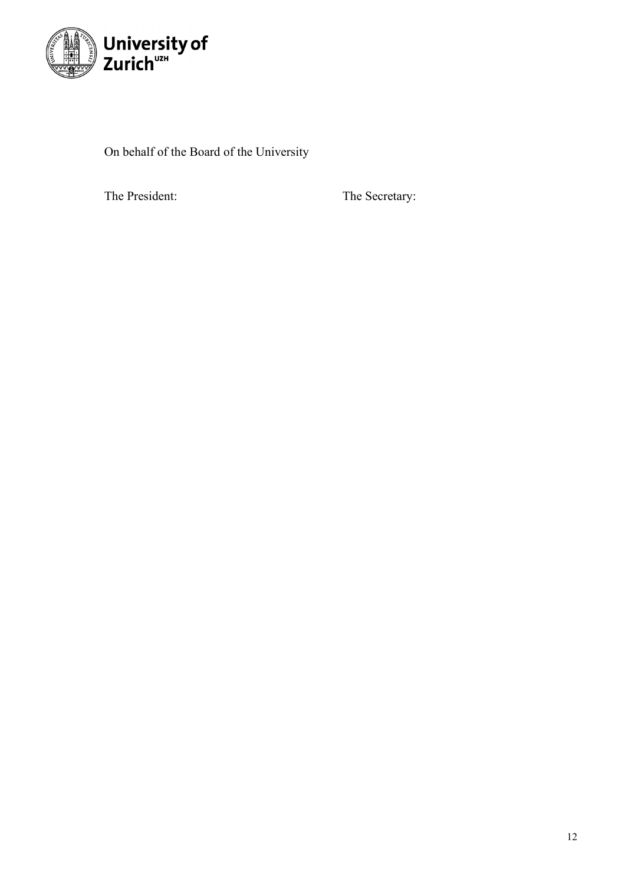On behalf of the Board of the University

The President: The Secretary: